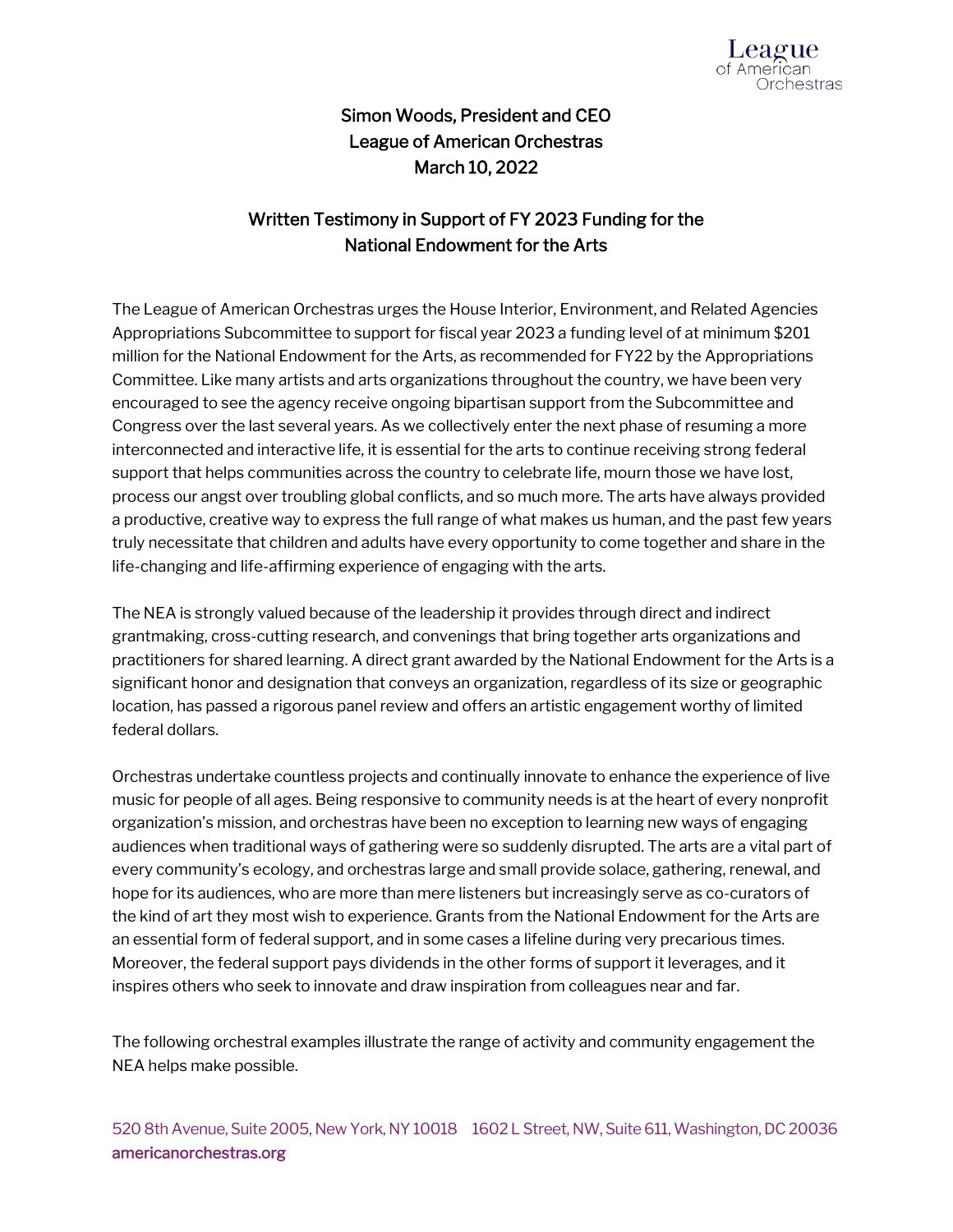Simon Woods, President and CEO
League of American Orchestras
March 10, 2022

## Written Testimony in Support of FY 2023 Funding for the National Endowment for the Arts

The League of American Orchestras urges the House Interior, Environment, and Related Agencies Appropriations Subcommittee to support for fiscal year 2023 a funding level of at minimum $201 million for the National Endowment for the Arts, as recommended for FY22 by the Appropriations Committee. Like many artists and arts organizations throughout the country, we have been very encouraged to see the agency receive ongoing bipartisan support from the Subcommittee and Congress over the last several years. As we collectively enter the next phase of resuming a more interconnected and interactive life, it is essential for the arts to continue receiving strong federal support that helps communities across the country to celebrate life, mourn those we have lost, process our angst over troubling global conflicts, and so much more. The arts have always provided a productive, creative way to express the full range of what makes us human, and the past few years truly necessitate that children and adults have every opportunity to come together and share in the life-changing and life-affirming experience of engaging with the arts.

The NEA is strongly valued because of the leadership it provides through direct and indirect grantmaking, cross-cutting research, and convenings that bring together arts organizations and practitioners for shared learning. A direct grant awarded by the National Endowment for the Arts is a significant honor and designation that conveys an organization, regardless of its size or geographic location, has passed a rigorous panel review and offers an artistic engagement worthy of limited federal dollars.

Orchestras undertake countless projects and continually innovate to enhance the experience of live music for people of all ages. Being responsive to community needs is at the heart of every nonprofit organization's mission, and orchestras have been no exception to learning new ways of engaging audiences when traditional ways of gathering were so suddenly disrupted. The arts are a vital part of every community's ecology, and orchestras large and small provide solace, gathering, renewal, and hope for its audiences, who are more than mere listeners but increasingly serve as co-curators of the kind of art they most wish to experience. Grants from the National Endowment for the Arts are an essential form of federal support, and in some cases a lifeline during very precarious times. Moreover, the federal support pays dividends in the other forms of support it leverages, and it inspires others who seek to innovate and draw inspiration from colleagues near and far.

The following orchestral examples illustrate the range of activity and community engagement the NEA helps make possible.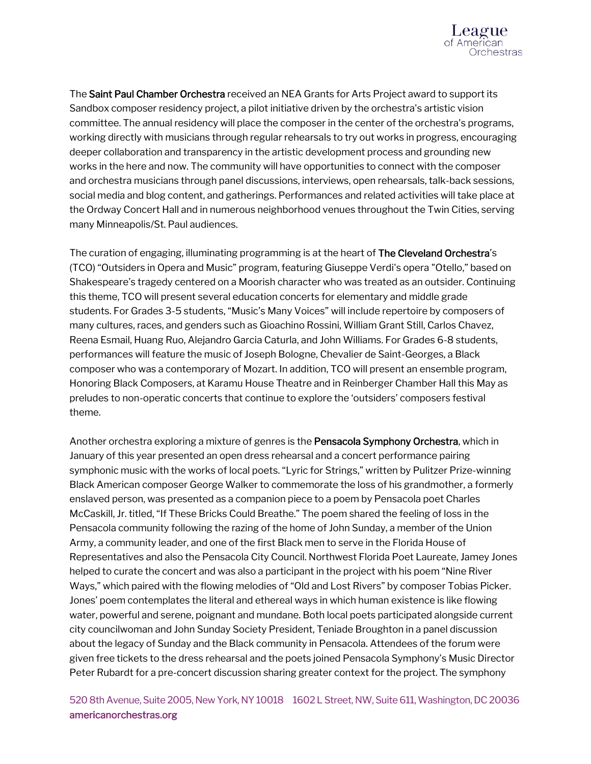The **Saint Paul Chamber Orchestra** received an NEA Grants for Arts Project award to support its Sandbox composer residency project, a pilot initiative driven by the orchestra's artistic vision committee. The annual residency will place the composer in the center of the orchestra's programs, working directly with musicians through regular rehearsals to try out works in progress, encouraging deeper collaboration and transparency in the artistic development process and grounding new works in the here and now. The community will have opportunities to connect with the composer and orchestra musicians through panel discussions, interviews, open rehearsals, talk-back sessions, social media and blog content, and gatherings. Performances and related activities will take place at the Ordway Concert Hall and in numerous neighborhood venues throughout the Twin Cities, serving many Minneapolis/St. Paul audiences.

The curation of engaging, illuminating programming is at the heart of **The Cleveland Orchestra**'s (TCO) "Outsiders in Opera and Music" program, featuring Giuseppe Verdi's opera "Otello," based on Shakespeare's tragedy centered on a Moorish character who was treated as an outsider. Continuing this theme, TCO will present several education concerts for elementary and middle grade students. For Grades 3-5 students, "Music's Many Voices" will include repertoire by composers of many cultures, races, and genders such as Gioachino Rossini, William Grant Still, Carlos Chavez, Reena Esmail, Huang Ruo, Alejandro Garcia Caturla, and John Williams. For Grades 6-8 students, performances will feature the music of Joseph Bologne, Chevalier de Saint-Georges, a Black composer who was a contemporary of Mozart. In addition, TCO will present an ensemble program, Honoring Black Composers, at Karamu House Theatre and in Reinberger Chamber Hall this May as preludes to non-operatic concerts that continue to explore the 'outsiders' composers festival theme.

Another orchestra exploring a mixture of genres is the **Pensacola Symphony Orchestra**, which in January of this year presented an open dress rehearsal and a concert performance pairing symphonic music with the works of local poets. "Lyric for Strings," written by Pulitzer Prize-winning Black American composer George Walker to commemorate the loss of his grandmother, a formerly enslaved person, was presented as a companion piece to a poem by Pensacola poet Charles McCaskill, Jr. titled, "If These Bricks Could Breathe." The poem shared the feeling of loss in the Pensacola community following the razing of the home of John Sunday, a member of the Union Army, a community leader, and one of the first Black men to serve in the Florida House of Representatives and also the Pensacola City Council. Northwest Florida Poet Laureate, Jamey Jones helped to curate the concert and was also a participant in the project with his poem "Nine River Ways," which paired with the flowing melodies of "Old and Lost Rivers" by composer Tobias Picker. Jones' poem contemplates the literal and ethereal ways in which human existence is like flowing water, powerful and serene, poignant and mundane. Both local poets participated alongside current city councilwoman and John Sunday Society President, Teniade Broughton in a panel discussion about the legacy of Sunday and the Black community in Pensacola. Attendees of the forum were given free tickets to the dress rehearsal and the poets joined Pensacola Symphony's Music Director Peter Rubardt for a pre-concert discussion sharing greater context for the project. The symphony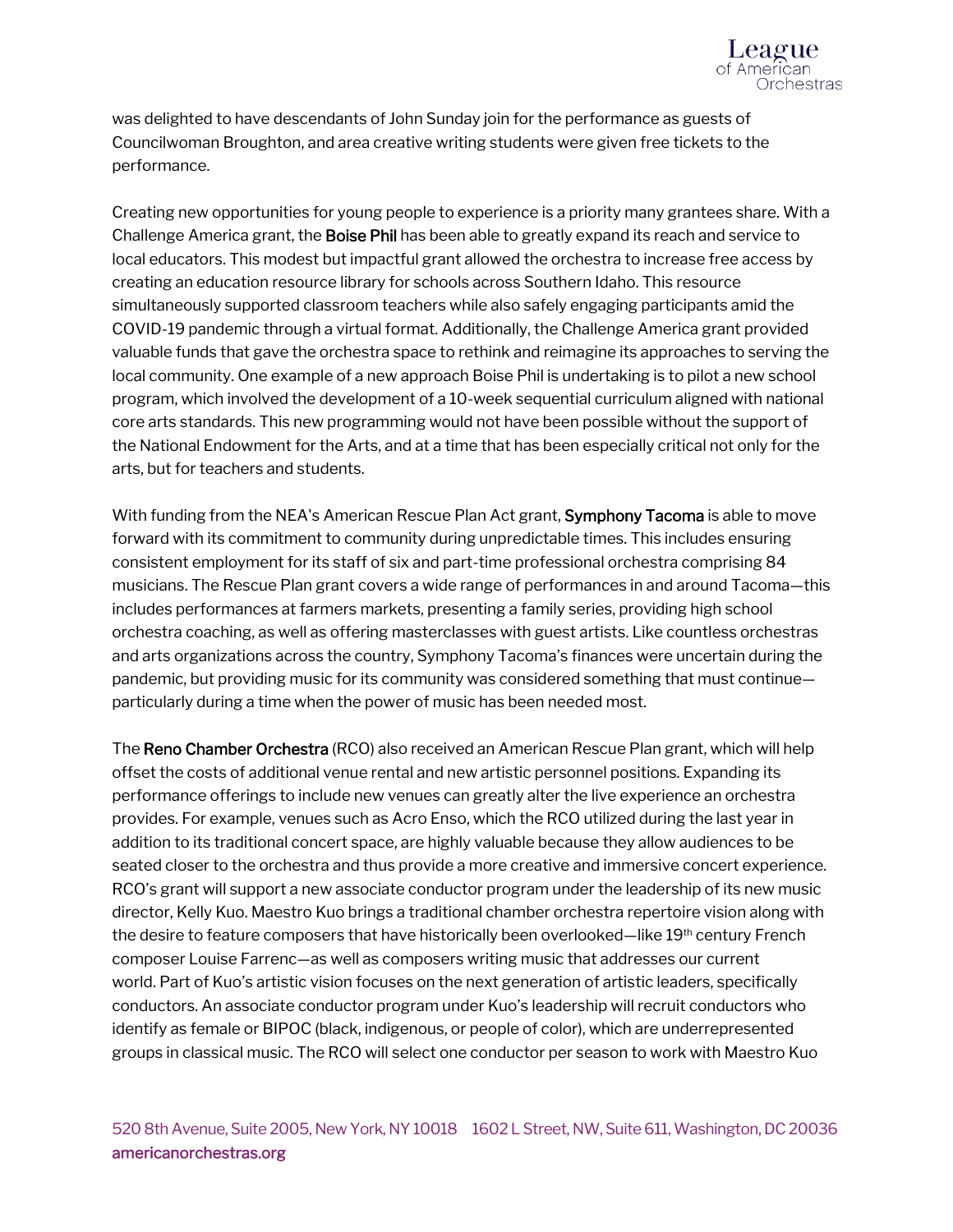was delighted to have descendants of John Sunday join for the performance as guests of Councilwoman Broughton, and area creative writing students were given free tickets to the performance.

Creating new opportunities for young people to experience is a priority many grantees share. With a Challenge America grant, the **Boise Phil** has been able to greatly expand its reach and service to local educators. This modest but impactful grant allowed the orchestra to increase free access by creating an education resource library for schools across Southern Idaho. This resource simultaneously supported classroom teachers while also safely engaging participants amid the COVID-19 pandemic through a virtual format. Additionally, the Challenge America grant provided valuable funds that gave the orchestra space to rethink and reimagine its approaches to serving the local community. One example of a new approach Boise Phil is undertaking is to pilot a new school program, which involved the development of a 10-week sequential curriculum aligned with national core arts standards. This new programming would not have been possible without the support of the National Endowment for the Arts, and at a time that has been especially critical not only for the arts, but for teachers and students.

With funding from the NEA's American Rescue Plan Act grant, **Symphony Tacoma** is able to move forward with its commitment to community during unpredictable times. This includes ensuring consistent employment for its staff of six and part-time professional orchestra comprising 84 musicians. The Rescue Plan grant covers a wide range of performances in and around Tacoma—this includes performances at farmers markets, presenting a family series, providing high school orchestra coaching, as well as offering masterclasses with guest artists. Like countless orchestras and arts organizations across the country, Symphony Tacoma's finances were uncertain during the pandemic, but providing music for its community was considered something that must continue—particularly during a time when the power of music has been needed most.

The **Reno Chamber Orchestra** (RCO) also received an American Rescue Plan grant, which will help offset the costs of additional venue rental and new artistic personnel positions. Expanding its performance offerings to include new venues can greatly alter the live experience an orchestra provides. For example, venues such as Acro Enso, which the RCO utilized during the last year in addition to its traditional concert space, are highly valuable because they allow audiences to be seated closer to the orchestra and thus provide a more creative and immersive concert experience. RCO's grant will support a new associate conductor program under the leadership of its new music director, Kelly Kuo. Maestro Kuo brings a traditional chamber orchestra repertoire vision along with the desire to feature composers that have historically been overlooked—like 19th century French composer Louise Farrenc—as well as composers writing music that addresses our current world. Part of Kuo's artistic vision focuses on the next generation of artistic leaders, specifically conductors. An associate conductor program under Kuo's leadership will recruit conductors who identify as female or BIPOC (black, indigenous, or people of color), which are underrepresented groups in classical music. The RCO will select one conductor per season to work with Maestro Kuo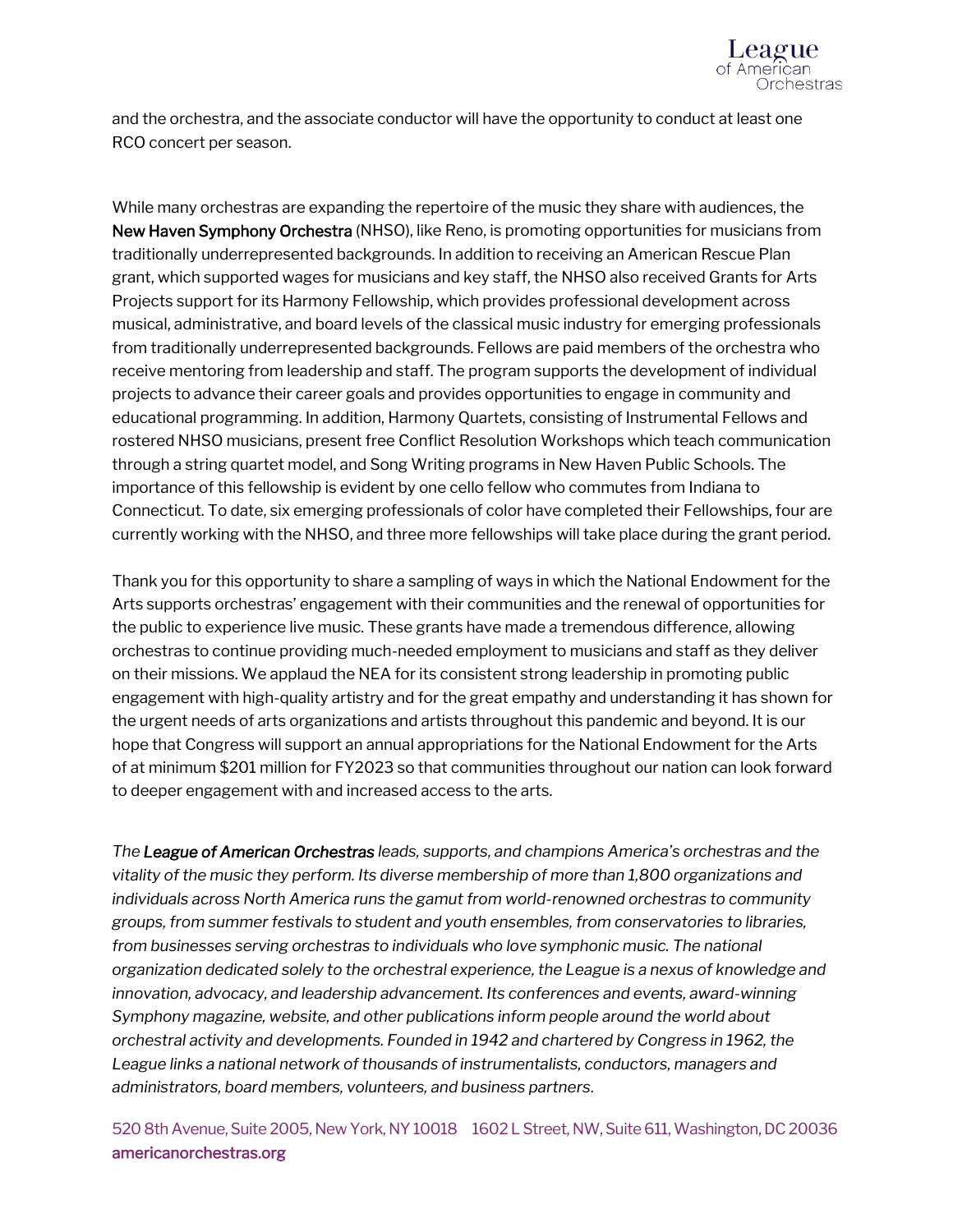and the orchestra, and the associate conductor will have the opportunity to conduct at least one RCO concert per season.

While many orchestras are expanding the repertoire of the music they share with audiences, the **New Haven Symphony Orchestra** (NHSO), like Reno, is promoting opportunities for musicians from traditionally underrepresented backgrounds. In addition to receiving an American Rescue Plan grant, which supported wages for musicians and key staff, the NHSO also received Grants for Arts Projects support for its Harmony Fellowship, which provides professional development across musical, administrative, and board levels of the classical music industry for emerging professionals from traditionally underrepresented backgrounds. Fellows are paid members of the orchestra who receive mentoring from leadership and staff. The program supports the development of individual projects to advance their career goals and provides opportunities to engage in community and educational programming. In addition, Harmony Quartets, consisting of Instrumental Fellows and rostered NHSO musicians, present free Conflict Resolution Workshops which teach communication through a string quartet model, and Song Writing programs in New Haven Public Schools. The importance of this fellowship is evident by one cello fellow who commutes from Indiana to Connecticut. To date, six emerging professionals of color have completed their Fellowships, four are currently working with the NHSO, and three more fellowships will take place during the grant period.

Thank you for this opportunity to share a sampling of ways in which the National Endowment for the Arts supports orchestras' engagement with their communities and the renewal of opportunities for the public to experience live music. These grants have made a tremendous difference, allowing orchestras to continue providing much-needed employment to musicians and staff as they deliver on their missions. We applaud the NEA for its consistent strong leadership in promoting public engagement with high-quality artistry and for the great empathy and understanding it has shown for the urgent needs of arts organizations and artists throughout this pandemic and beyond. It is our hope that Congress will support an annual appropriations for the National Endowment for the Arts of at minimum $201 million for FY2023 so that communities throughout our nation can look forward to deeper engagement with and increased access to the arts.

*The **League of American Orchestras** leads, supports, and champions America's orchestras and the vitality of the music they perform. Its diverse membership of more than 1,800 organizations and individuals across North America runs the gamut from world-renowned orchestras to community groups, from summer festivals to student and youth ensembles, from conservatories to libraries, from businesses serving orchestras to individuals who love symphonic music. The national organization dedicated solely to the orchestral experience, the League is a nexus of knowledge and innovation, advocacy, and leadership advancement. Its conferences and events, award-winning Symphony magazine, website, and other publications inform people around the world about orchestral activity and developments. Founded in 1942 and chartered by Congress in 1962, the League links a national network of thousands of instrumentalists, conductors, managers and administrators, board members, volunteers, and business partners.*